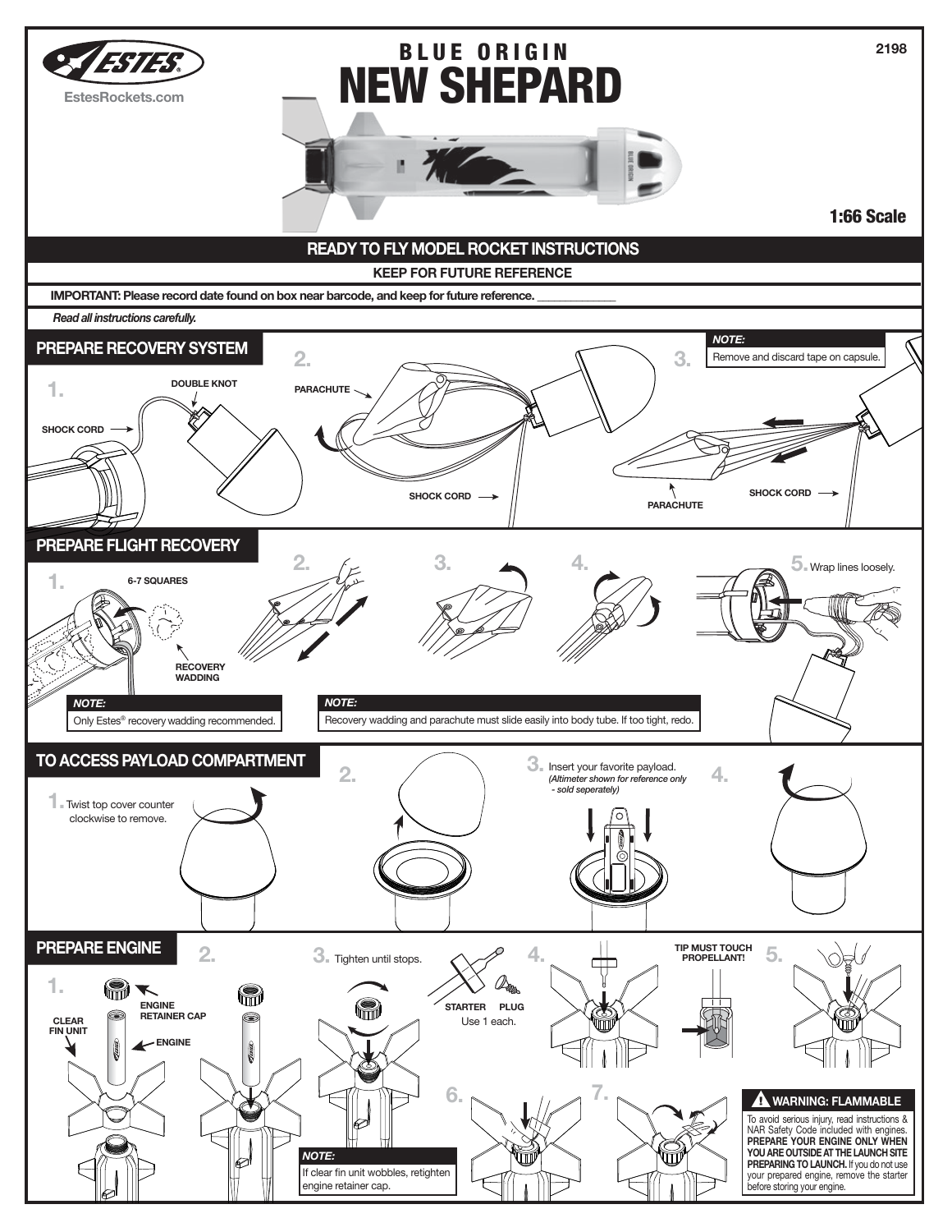ESTES

EstesRockets.com

2198

# BLUE ORIGIN NEW SHEPARD

1:66 Scale

## READY TO FLY MODEL ROCKET INSTRUCTIONS

**KEEP FOR FUTURE REFERENCE**

**IMPORTANT: Please record date found on box near barcode, and keep for future reference. ____________**

*Read all instructions carefully.*

## PREPARE RECOVERY SYSTEM

1. DOUBLE KNOT — SHOCK CORD

2. PARACHUTE — SHOCK CORD

3. SHOCK CORD — PARACHUTE

***NOTE:*** Remove and discard tape on capsule.

## PREPARE FLIGHT RECOVERY

1. 6-7 SQUARES — RECOVERY WADDING

2.

3.

4.

5. Wrap lines loosely.

***NOTE:*** Only Estes® recovery wadding recommended.

***NOTE:*** Recovery wadding and parachute must slide easily into body tube. If too tight, redo.

## TO ACCESS PAYLOAD COMPARTMENT

1. Twist top cover counter clockwise to remove.

2.

3. Insert your favorite payload. *(Altimeter shown for reference only - sold seperately)*

4.

## PREPARE ENGINE

1. ENGINE RETAINER CAP — ENGINE — CLEAR FIN UNIT

2.

3. Tighten until stops.

STARTER PLUG
Use 1 each.

4. TIP MUST TOUCH PROPELLANT!

5.

6.

7.

***NOTE:*** If clear fin unit wobbles, retighten engine retainer cap.

**⚠ WARNING: FLAMMABLE**

To avoid serious injury, read instructions & NAR Safety Code included with engines. **PREPARE YOUR ENGINE ONLY WHEN YOU ARE OUTSIDE AT THE LAUNCH SITE PREPARING TO LAUNCH.** If you do not use your prepared engine, remove the starter before storing your engine.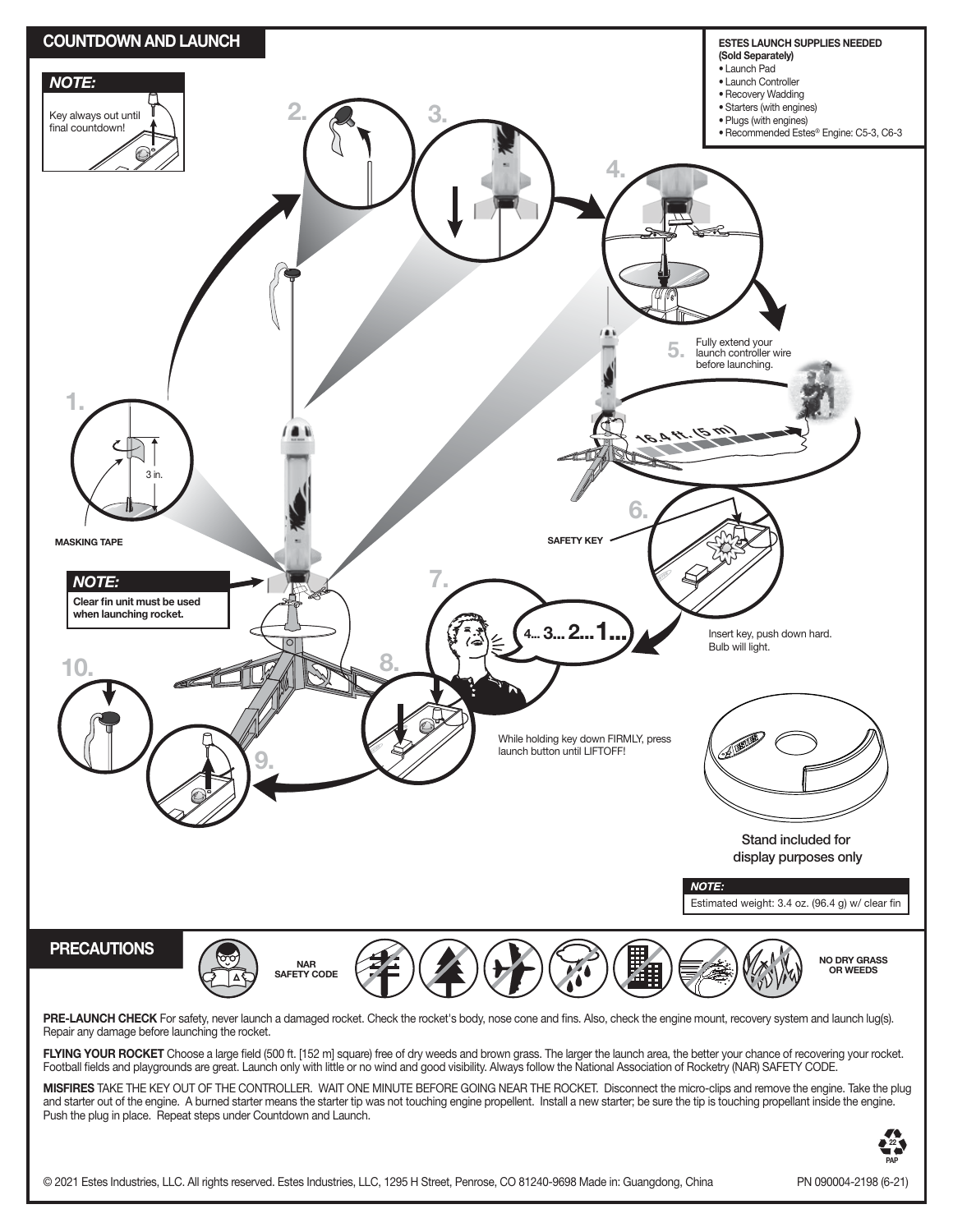## COUNTDOWN AND LAUNCH

**ESTES LAUNCH SUPPLIES NEEDED (Sold Separately)**
- Launch Pad
- Launch Controller
- Recovery Wadding
- Starters (with engines)
- Plugs (with engines)
- Recommended Estes® Engine: C5-3, C6-3

***NOTE:***

Key always out until final countdown!

1.

3 in.

MASKING TAPE

2.

3.

4.

5. Fully extend your launch controller wire before launching.

16.4 ft. (5 m)

6.

SAFETY KEY

Insert key, push down hard. Bulb will light.

7.

4... 3... 2... 1...

8.

While holding key down FIRMLY, press launch button until LIFTOFF!

9.

10.

***NOTE:***

**Clear fin unit must be used when launching rocket.**

Stand included for display purposes only

***NOTE:***

Estimated weight: 3.4 oz. (96.4 g) w/ clear fin

## PRECAUTIONS

NAR SAFETY CODE

NO DRY GRASS OR WEEDS

**PRE-LAUNCH CHECK** For safety, never launch a damaged rocket. Check the rocket's body, nose cone and fins. Also, check the engine mount, recovery system and launch lug(s). Repair any damage before launching the rocket.

**FLYING YOUR ROCKET** Choose a large field (500 ft. [152 m] square) free of dry weeds and brown grass. The larger the launch area, the better your chance of recovering your rocket. Football fields and playgrounds are great. Launch only with little or no wind and good visibility. Always follow the National Association of Rocketry (NAR) SAFETY CODE.

**MISFIRES** TAKE THE KEY OUT OF THE CONTROLLER. WAIT ONE MINUTE BEFORE GOING NEAR THE ROCKET. Disconnect the micro-clips and remove the engine. Take the plug and starter out of the engine. A burned starter means the starter tip was not touching engine propellent. Install a new starter; be sure the tip is touching propellant inside the engine. Push the plug in place. Repeat steps under Countdown and Launch.

© 2021 Estes Industries, LLC. All rights reserved. Estes Industries, LLC, 1295 H Street, Penrose, CO 81240-9698 Made in: Guangdong, China

PN 090004-2198 (6-21)